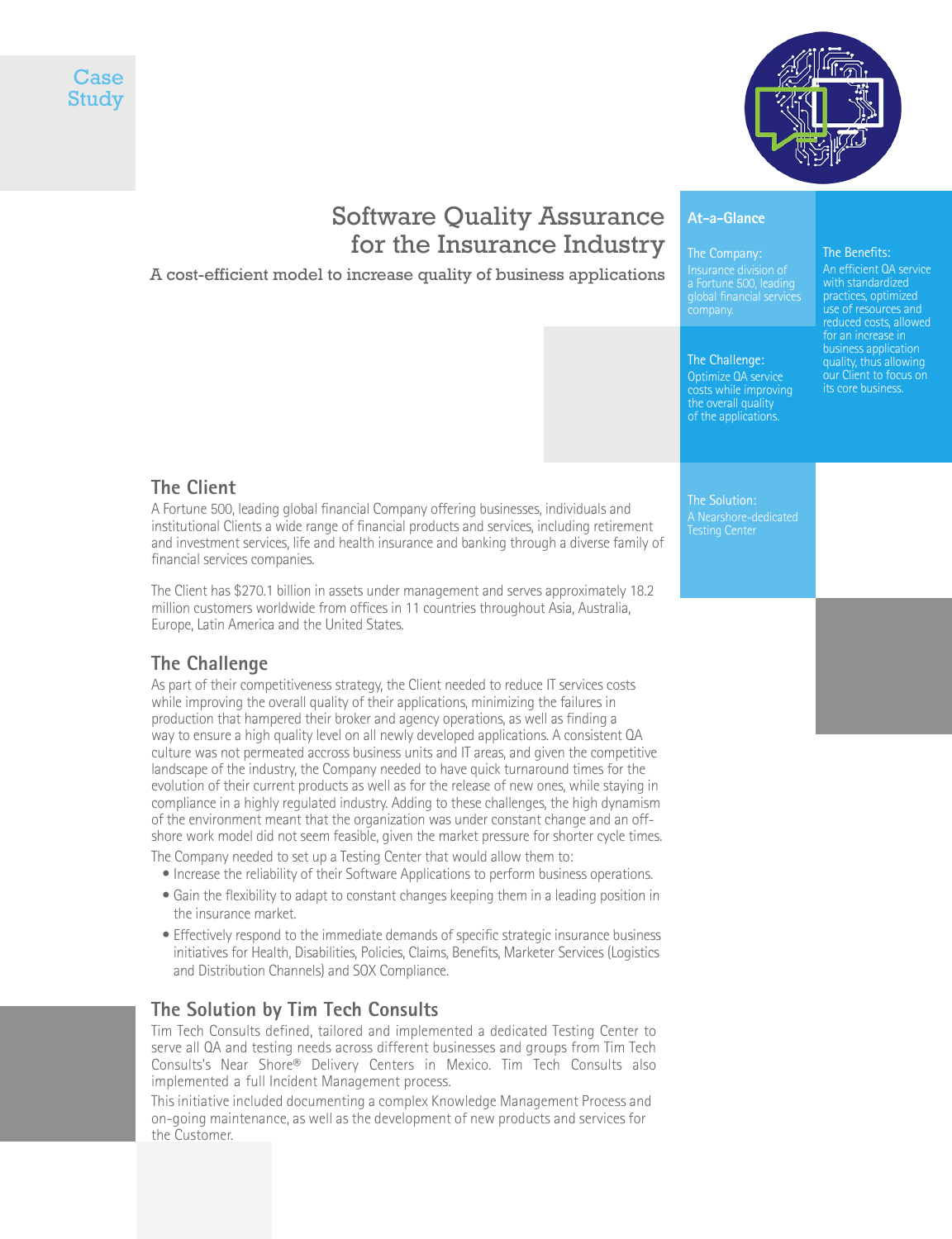Case Study

# Software Quality Assurance for the Insurance Industry

A cost-efficient model to increase quality of business applications

## At-a-Glance

**The Company:**
Insurance division of a Fortune 500, leading global financial services company.

**The Challenge:**
Optimize QA service costs while improving the overall quality of the applications.

**The Solution:**
A Nearshore-dedicated Testing Center

**The Benefits:**
An efficient QA service with standardized practices, optimized use of resources and reduced costs, allowed for an increase in business application quality, thus allowing our Client to focus on its core business.

## The Client

A Fortune 500, leading global financial Company offering businesses, individuals and institutional Clients a wide range of financial products and services, including retirement and investment services, life and health insurance and banking through a diverse family of financial services companies.

The Client has $270.1 billion in assets under management and serves approximately 18.2 million customers worldwide from offices in 11 countries throughout Asia, Australia, Europe, Latin America and the United States.

## The Challenge

As part of their competitiveness strategy, the Client needed to reduce IT services costs while improving the overall quality of their applications, minimizing the failures in production that hampered their broker and agency operations, as well as finding a way to ensure a high quality level on all newly developed applications. A consistent QA culture was not permeated accross business units and IT areas, and given the competitive landscape of the industry, the Company needed to have quick turnaround times for the evolution of their current products as well as for the release of new ones, while staying in compliance in a highly regulated industry. Adding to these challenges, the high dynamism of the environment meant that the organization was under constant change and an off-shore work model did not seem feasible, given the market pressure for shorter cycle times.

The Company needed to set up a Testing Center that would allow them to:

- Increase the reliability of their Software Applications to perform business operations.
- Gain the flexibility to adapt to constant changes keeping them in a leading position in the insurance market.
- Effectively respond to the immediate demands of specific strategic insurance business initiatives for Health, Disabilities, Policies, Claims, Benefits, Marketer Services (Logistics and Distribution Channels) and SOX Compliance.

## The Solution by Tim Tech Consults

Tim Tech Consults defined, tailored and implemented a dedicated Testing Center to serve all QA and testing needs across different businesses and groups from Tim Tech Consults's Near Shore® Delivery Centers in Mexico. Tim Tech Consults also implemented a full Incident Management process.

This initiative included documenting a complex Knowledge Management Process and on-going maintenance, as well as the development of new products and services for the Customer.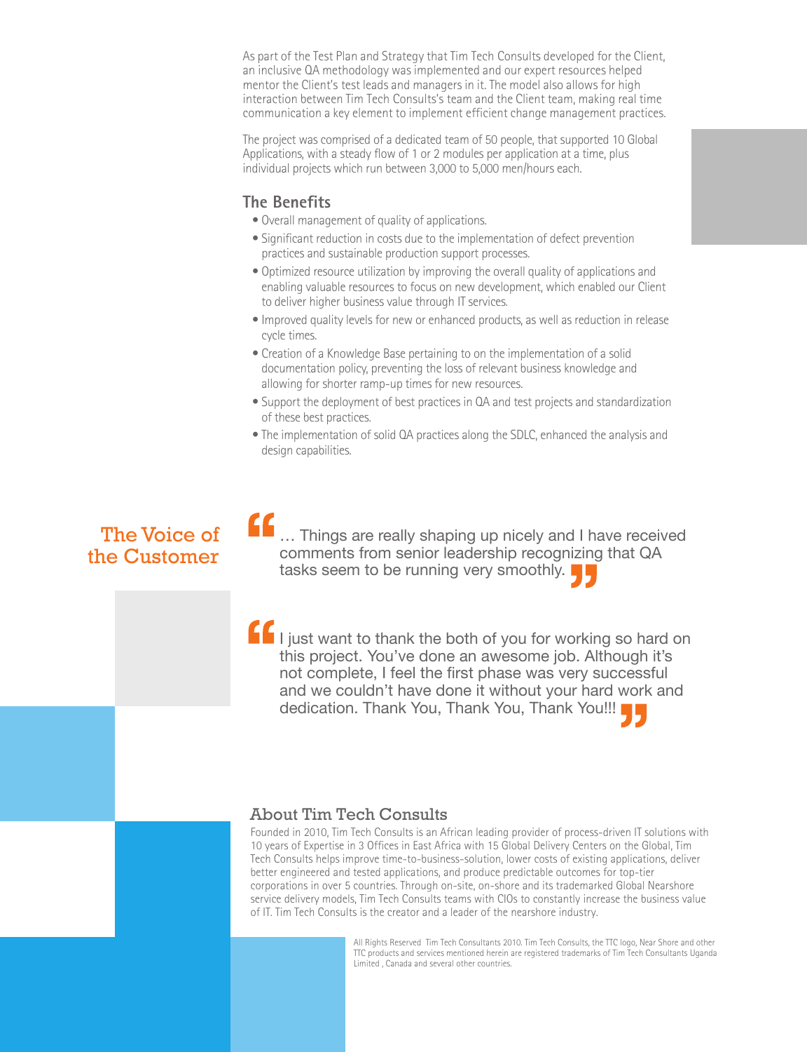As part of the Test Plan and Strategy that Tim Tech Consults developed for the Client, an inclusive QA methodology was implemented and our expert resources helped mentor the Client's test leads and managers in it. The model also allows for high interaction between Tim Tech Consults's team and the Client team, making real time communication a key element to implement efficient change management practices.

The project was comprised of a dedicated team of 50 people, that supported 10 Global Applications, with a steady flow of 1 or 2 modules per application at a time, plus individual projects which run between 3,000 to 5,000 men/hours each.

## The Benefits

- Overall management of quality of applications.
- Significant reduction in costs due to the implementation of defect prevention practices and sustainable production support processes.
- Optimized resource utilization by improving the overall quality of applications and enabling valuable resources to focus on new development, which enabled our Client to deliver higher business value through IT services.
- Improved quality levels for new or enhanced products, as well as reduction in release cycle times.
- Creation of a Knowledge Base pertaining to on the implementation of a solid documentation policy, preventing the loss of relevant business knowledge and allowing for shorter ramp-up times for new resources.
- Support the deployment of best practices in QA and test projects and standardization of these best practices.
- The implementation of solid QA practices along the SDLC, enhanced the analysis and design capabilities.

## The Voice of the Customer

> “… Things are really shaping up nicely and I have received comments from senior leadership recognizing that QA tasks seem to be running very smoothly.”

> “I just want to thank the both of you for working so hard on this project. You've done an awesome job. Although it's not complete, I feel the first phase was very successful and we couldn't have done it without your hard work and dedication. Thank You, Thank You, Thank You!!!”

## About Tim Tech Consults

Founded in 2010, Tim Tech Consults is an African leading provider of process-driven IT solutions with 10 years of Expertise in 3 Offices in East Africa with 15 Global Delivery Centers on the Global, Tim Tech Consults helps improve time-to-business-solution, lower costs of existing applications, deliver better engineered and tested applications, and produce predictable outcomes for top-tier corporations in over 5 countries. Through on-site, on-shore and its trademarked Global Nearshore service delivery models, Tim Tech Consults teams with CIOs to constantly increase the business value of IT. Tim Tech Consults is the creator and a leader of the nearshore industry.

All Rights Reserved Tim Tech Consultants 2010. Tim Tech Consults, the TTC logo, Near Shore and other TTC products and services mentioned herein are registered trademarks of Tim Tech Consultants Uganda Limited , Canada and several other countries.